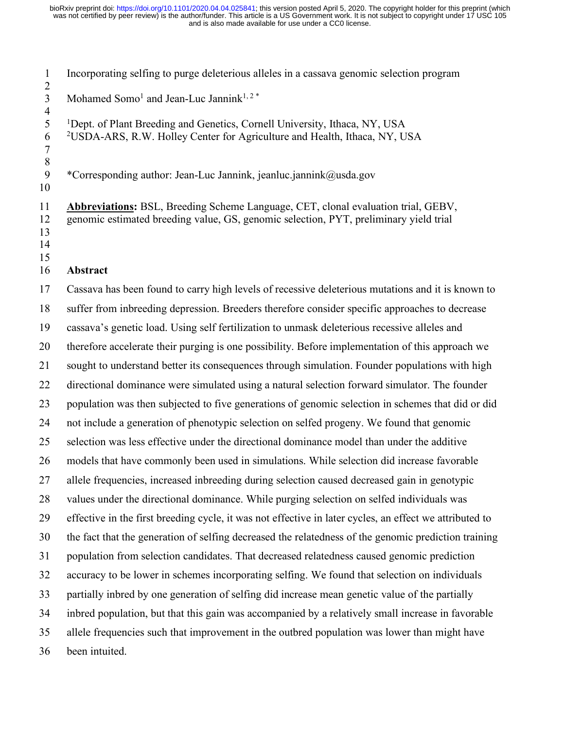# Incorporating selfing to purge deleterious alleles in a cassava genomic selection program

Mohamed Somo[1] and Jean-Luc Jannink[1, 2 *]

[1]Dept. of Plant Breeding and Genetics, Cornell University, Ithaca, NY, USA
[2]USDA-ARS, R.W. Holley Center for Agriculture and Health, Ithaca, NY, USA

*Corresponding author: Jean-Luc Jannink, jeanluc.jannink@usda.gov

**Abbreviations:** BSL, Breeding Scheme Language, CET, clonal evaluation trial, GEBV, genomic estimated breeding value, GS, genomic selection, PYT, preliminary yield trial

## Abstract

Cassava has been found to carry high levels of recessive deleterious mutations and it is known to suffer from inbreeding depression. Breeders therefore consider specific approaches to decrease cassava's genetic load. Using self fertilization to unmask deleterious recessive alleles and therefore accelerate their purging is one possibility. Before implementation of this approach we sought to understand better its consequences through simulation. Founder populations with high directional dominance were simulated using a natural selection forward simulator. The founder population was then subjected to five generations of genomic selection in schemes that did or did not include a generation of phenotypic selection on selfed progeny. We found that genomic selection was less effective under the directional dominance model than under the additive models that have commonly been used in simulations. While selection did increase favorable allele frequencies, increased inbreeding during selection caused decreased gain in genotypic values under the directional dominance. While purging selection on selfed individuals was effective in the first breeding cycle, it was not effective in later cycles, an effect we attributed to the fact that the generation of selfing decreased the relatedness of the genomic prediction training population from selection candidates. That decreased relatedness caused genomic prediction accuracy to be lower in schemes incorporating selfing. We found that selection on individuals partially inbred by one generation of selfing did increase mean genetic value of the partially inbred population, but that this gain was accompanied by a relatively small increase in favorable allele frequencies such that improvement in the outbred population was lower than might have been intuited.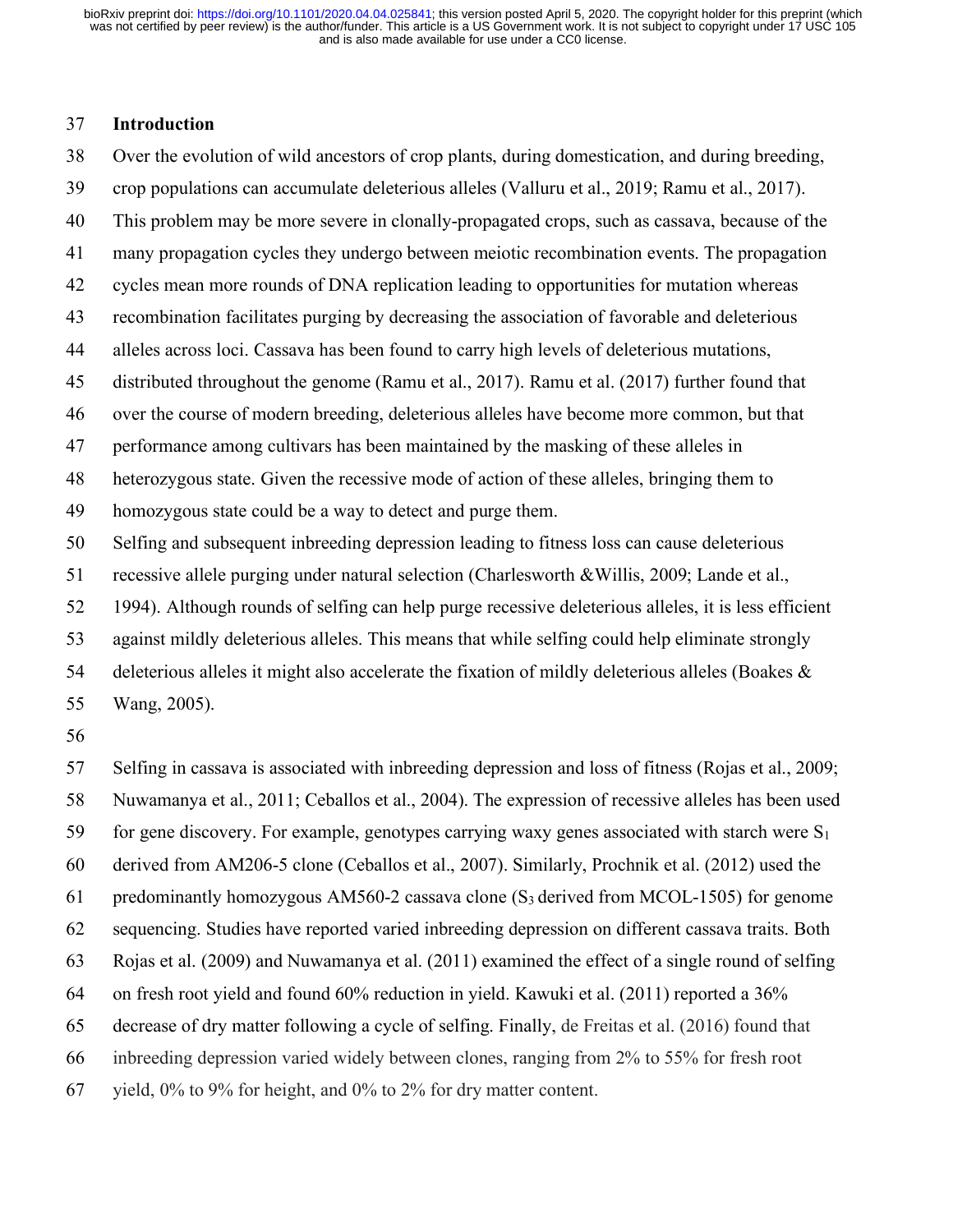## Introduction

Over the evolution of wild ancestors of crop plants, during domestication, and during breeding, crop populations can accumulate deleterious alleles (Valluru et al., 2019; Ramu et al., 2017). This problem may be more severe in clonally-propagated crops, such as cassava, because of the many propagation cycles they undergo between meiotic recombination events. The propagation cycles mean more rounds of DNA replication leading to opportunities for mutation whereas recombination facilitates purging by decreasing the association of favorable and deleterious alleles across loci. Cassava has been found to carry high levels of deleterious mutations, distributed throughout the genome (Ramu et al., 2017). Ramu et al. (2017) further found that over the course of modern breeding, deleterious alleles have become more common, but that performance among cultivars has been maintained by the masking of these alleles in heterozygous state. Given the recessive mode of action of these alleles, bringing them to homozygous state could be a way to detect and purge them.

Selfing and subsequent inbreeding depression leading to fitness loss can cause deleterious recessive allele purging under natural selection (Charlesworth &Willis, 2009; Lande et al., 1994). Although rounds of selfing can help purge recessive deleterious alleles, it is less efficient against mildly deleterious alleles. This means that while selfing could help eliminate strongly deleterious alleles it might also accelerate the fixation of mildly deleterious alleles (Boakes & Wang, 2005).

Selfing in cassava is associated with inbreeding depression and loss of fitness (Rojas et al., 2009; Nuwamanya et al., 2011; Ceballos et al., 2004). The expression of recessive alleles has been used for gene discovery. For example, genotypes carrying waxy genes associated with starch were $S_1$ derived from AM206-5 clone (Ceballos et al., 2007). Similarly, Prochnik et al. (2012) used the predominantly homozygous AM560-2 cassava clone ($S_3$ derived from MCOL-1505) for genome sequencing. Studies have reported varied inbreeding depression on different cassava traits. Both Rojas et al. (2009) and Nuwamanya et al. (2011) examined the effect of a single round of selfing on fresh root yield and found 60% reduction in yield. Kawuki et al. (2011) reported a 36% decrease of dry matter following a cycle of selfing. Finally, de Freitas et al. (2016) found that inbreeding depression varied widely between clones, ranging from 2% to 55% for fresh root yield, 0% to 9% for height, and 0% to 2% for dry matter content.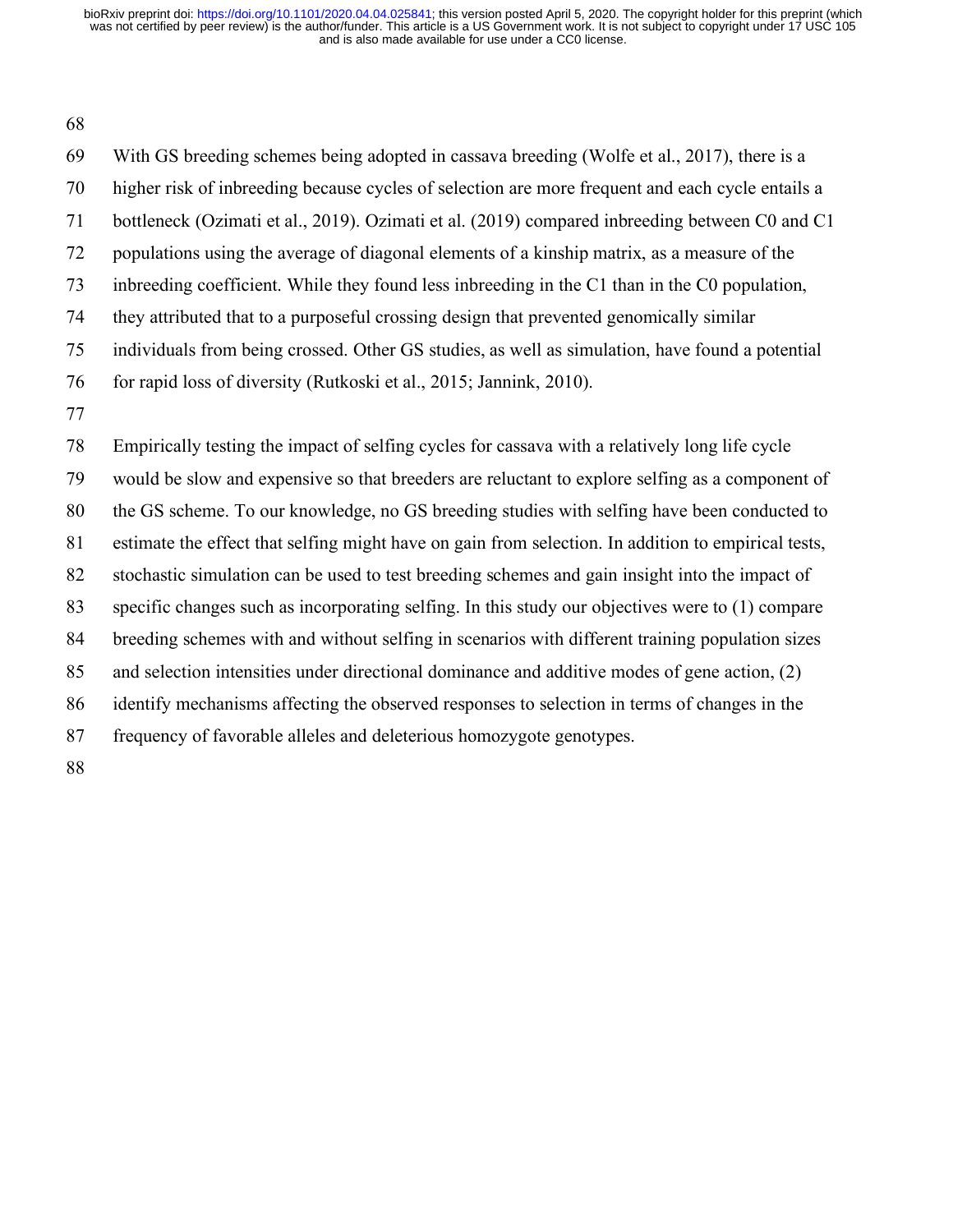With GS breeding schemes being adopted in cassava breeding (Wolfe et al., 2017), there is a higher risk of inbreeding because cycles of selection are more frequent and each cycle entails a bottleneck (Ozimati et al., 2019). Ozimati et al. (2019) compared inbreeding between C0 and C1 populations using the average of diagonal elements of a kinship matrix, as a measure of the inbreeding coefficient. While they found less inbreeding in the C1 than in the C0 population, they attributed that to a purposeful crossing design that prevented genomically similar individuals from being crossed. Other GS studies, as well as simulation, have found a potential for rapid loss of diversity (Rutkoski et al., 2015; Jannink, 2010).

Empirically testing the impact of selfing cycles for cassava with a relatively long life cycle would be slow and expensive so that breeders are reluctant to explore selfing as a component of the GS scheme. To our knowledge, no GS breeding studies with selfing have been conducted to estimate the effect that selfing might have on gain from selection. In addition to empirical tests, stochastic simulation can be used to test breeding schemes and gain insight into the impact of specific changes such as incorporating selfing. In this study our objectives were to (1) compare breeding schemes with and without selfing in scenarios with different training population sizes and selection intensities under directional dominance and additive modes of gene action, (2) identify mechanisms affecting the observed responses to selection in terms of changes in the frequency of favorable alleles and deleterious homozygote genotypes.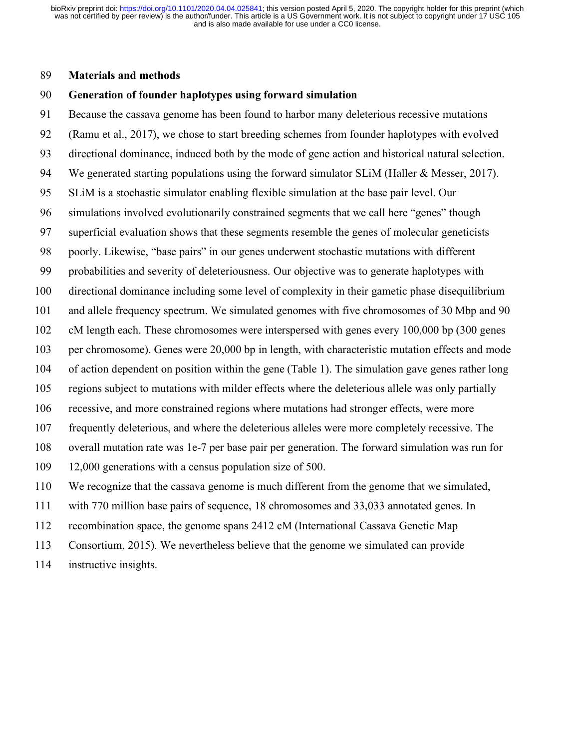## Materials and methods

### Generation of founder haplotypes using forward simulation

Because the cassava genome has been found to harbor many deleterious recessive mutations (Ramu et al., 2017), we chose to start breeding schemes from founder haplotypes with evolved directional dominance, induced both by the mode of gene action and historical natural selection. We generated starting populations using the forward simulator SLiM (Haller & Messer, 2017). SLiM is a stochastic simulator enabling flexible simulation at the base pair level. Our simulations involved evolutionarily constrained segments that we call here "genes" though superficial evaluation shows that these segments resemble the genes of molecular geneticists poorly. Likewise, "base pairs" in our genes underwent stochastic mutations with different probabilities and severity of deleteriousness. Our objective was to generate haplotypes with directional dominance including some level of complexity in their gametic phase disequilibrium and allele frequency spectrum. We simulated genomes with five chromosomes of 30 Mbp and 90 cM length each. These chromosomes were interspersed with genes every 100,000 bp (300 genes per chromosome). Genes were 20,000 bp in length, with characteristic mutation effects and mode of action dependent on position within the gene (Table 1). The simulation gave genes rather long regions subject to mutations with milder effects where the deleterious allele was only partially recessive, and more constrained regions where mutations had stronger effects, were more frequently deleterious, and where the deleterious alleles were more completely recessive. The overall mutation rate was 1e-7 per base pair per generation. The forward simulation was run for 12,000 generations with a census population size of 500.

We recognize that the cassava genome is much different from the genome that we simulated, with 770 million base pairs of sequence, 18 chromosomes and 33,033 annotated genes. In recombination space, the genome spans 2412 cM (International Cassava Genetic Map Consortium, 2015). We nevertheless believe that the genome we simulated can provide instructive insights.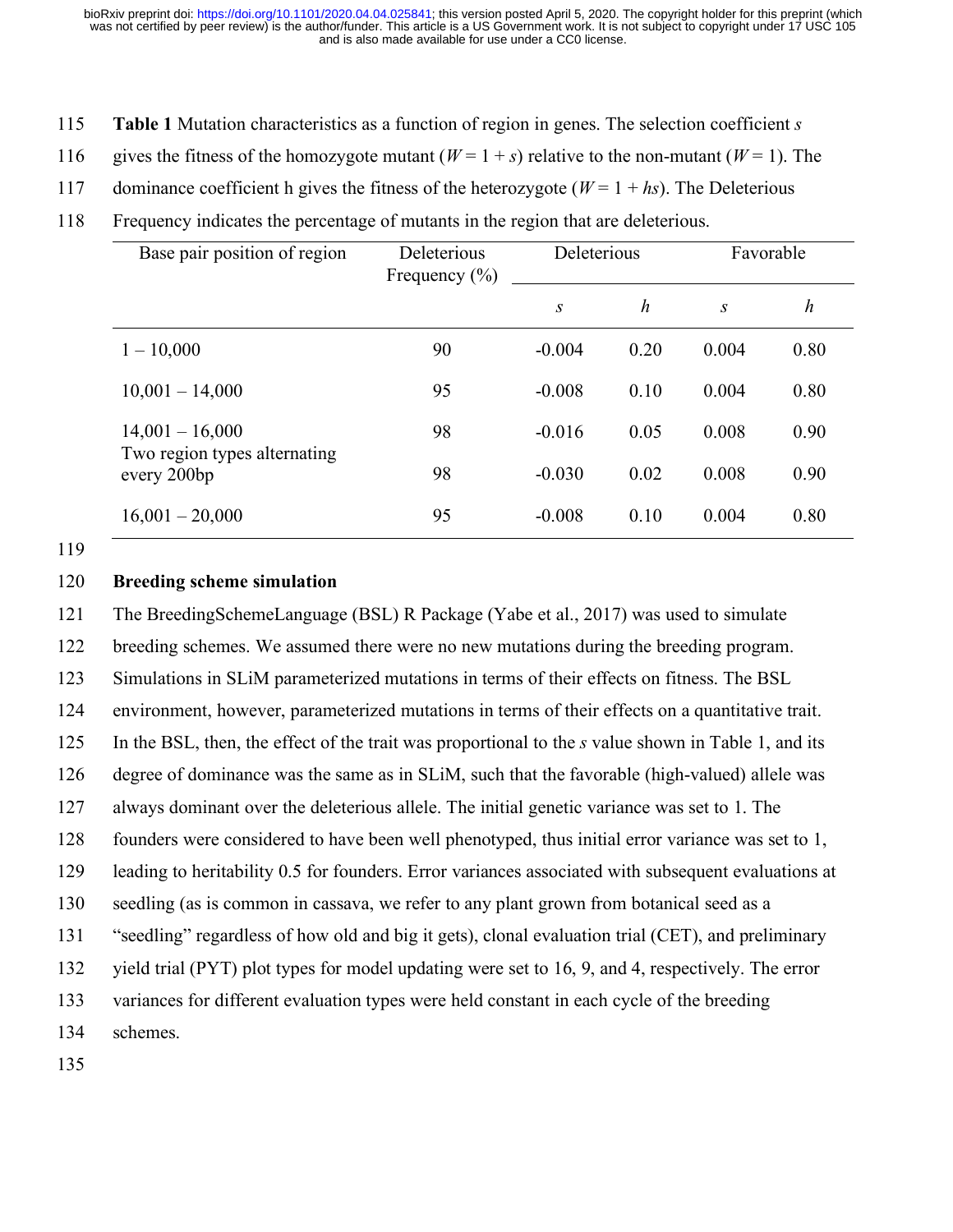**Table 1** Mutation characteristics as a function of region in genes. The selection coefficient *s* gives the fitness of the homozygote mutant ($W = 1 + s$) relative to the non-mutant ($W = 1$). The dominance coefficient h gives the fitness of the heterozygote ($W = 1 + hs$). The Deleterious Frequency indicates the percentage of mutants in the region that are deleterious.

| Base pair position of region | Deleterious Frequency (%) | Deleterious | | Favorable | |
|---|---|---|---|---|---|
| | | $s$ | $h$ | $s$ | $h$ |
| 1 – 10,000 | 90 | -0.004 | 0.20 | 0.004 | 0.80 |
| 10,001 – 14,000 | 95 | -0.008 | 0.10 | 0.004 | 0.80 |
| 14,001 – 16,000 | 98 | -0.016 | 0.05 | 0.008 | 0.90 |
| Two region types alternating every 200bp | 98 | -0.030 | 0.02 | 0.008 | 0.90 |
| 16,001 – 20,000 | 95 | -0.008 | 0.10 | 0.004 | 0.80 |

## Breeding scheme simulation

The BreedingSchemeLanguage (BSL) R Package (Yabe et al., 2017) was used to simulate breeding schemes. We assumed there were no new mutations during the breeding program. Simulations in SLiM parameterized mutations in terms of their effects on fitness. The BSL environment, however, parameterized mutations in terms of their effects on a quantitative trait. In the BSL, then, the effect of the trait was proportional to the *s* value shown in Table 1, and its degree of dominance was the same as in SLiM, such that the favorable (high-valued) allele was always dominant over the deleterious allele. The initial genetic variance was set to 1. The founders were considered to have been well phenotyped, thus initial error variance was set to 1, leading to heritability 0.5 for founders. Error variances associated with subsequent evaluations at seedling (as is common in cassava, we refer to any plant grown from botanical seed as a "seedling" regardless of how old and big it gets), clonal evaluation trial (CET), and preliminary yield trial (PYT) plot types for model updating were set to 16, 9, and 4, respectively. The error variances for different evaluation types were held constant in each cycle of the breeding schemes.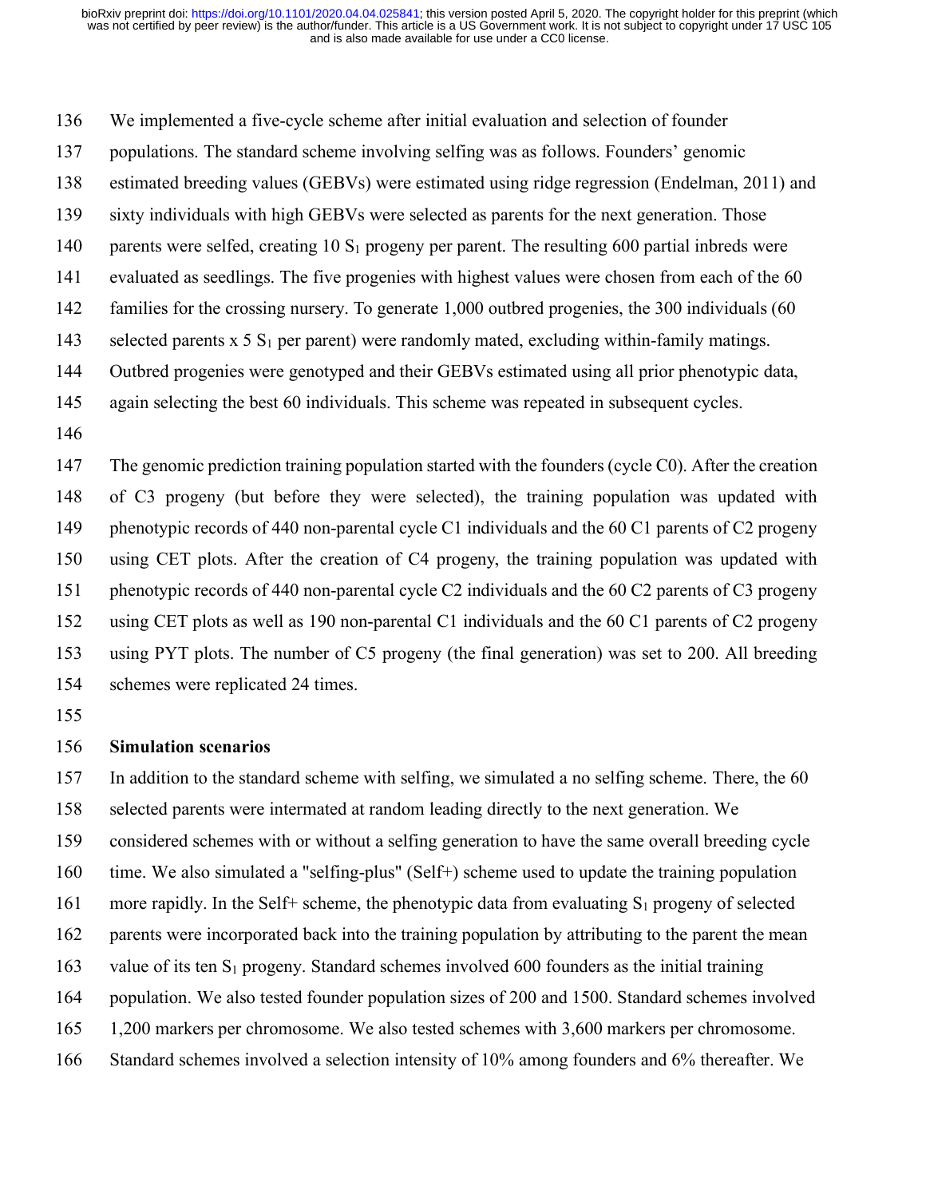We implemented a five-cycle scheme after initial evaluation and selection of founder populations. The standard scheme involving selfing was as follows. Founders' genomic estimated breeding values (GEBVs) were estimated using ridge regression (Endelman, 2011) and sixty individuals with high GEBVs were selected as parents for the next generation. Those parents were selfed, creating 10 $S_1$ progeny per parent. The resulting 600 partial inbreds were evaluated as seedlings. The five progenies with highest values were chosen from each of the 60 families for the crossing nursery. To generate 1,000 outbred progenies, the 300 individuals (60 selected parents x 5 $S_1$ per parent) were randomly mated, excluding within-family matings. Outbred progenies were genotyped and their GEBVs estimated using all prior phenotypic data, again selecting the best 60 individuals. This scheme was repeated in subsequent cycles.

The genomic prediction training population started with the founders (cycle C0). After the creation of C3 progeny (but before they were selected), the training population was updated with phenotypic records of 440 non-parental cycle C1 individuals and the 60 C1 parents of C2 progeny using CET plots. After the creation of C4 progeny, the training population was updated with phenotypic records of 440 non-parental cycle C2 individuals and the 60 C2 parents of C3 progeny using CET plots as well as 190 non-parental C1 individuals and the 60 C1 parents of C2 progeny using PYT plots. The number of C5 progeny (the final generation) was set to 200. All breeding schemes were replicated 24 times.

**Simulation scenarios**

In addition to the standard scheme with selfing, we simulated a no selfing scheme. There, the 60 selected parents were intermated at random leading directly to the next generation. We considered schemes with or without a selfing generation to have the same overall breeding cycle time. We also simulated a "selfing-plus" (Self+) scheme used to update the training population more rapidly. In the Self+ scheme, the phenotypic data from evaluating $S_1$ progeny of selected parents were incorporated back into the training population by attributing to the parent the mean value of its ten $S_1$ progeny. Standard schemes involved 600 founders as the initial training population. We also tested founder population sizes of 200 and 1500. Standard schemes involved 1,200 markers per chromosome. We also tested schemes with 3,600 markers per chromosome. Standard schemes involved a selection intensity of 10% among founders and 6% thereafter. We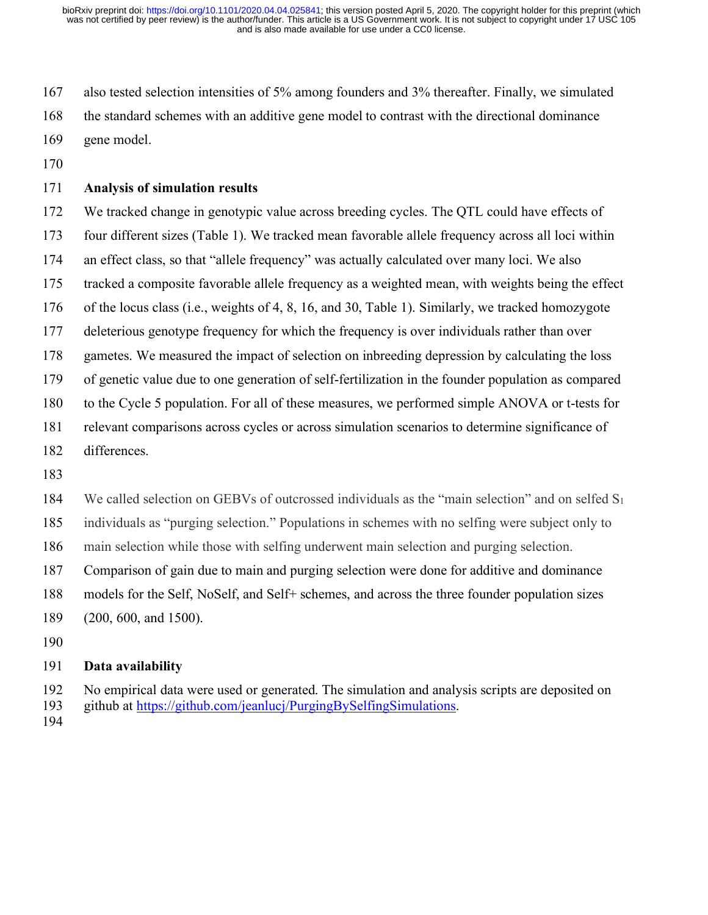also tested selection intensities of 5% among founders and 3% thereafter. Finally, we simulated the standard schemes with an additive gene model to contrast with the directional dominance gene model.

## Analysis of simulation results

We tracked change in genotypic value across breeding cycles. The QTL could have effects of four different sizes (Table 1). We tracked mean favorable allele frequency across all loci within an effect class, so that "allele frequency" was actually calculated over many loci. We also tracked a composite favorable allele frequency as a weighted mean, with weights being the effect of the locus class (i.e., weights of 4, 8, 16, and 30, Table 1). Similarly, we tracked homozygote deleterious genotype frequency for which the frequency is over individuals rather than over gametes. We measured the impact of selection on inbreeding depression by calculating the loss of genetic value due to one generation of self-fertilization in the founder population as compared to the Cycle 5 population. For all of these measures, we performed simple ANOVA or t-tests for relevant comparisons across cycles or across simulation scenarios to determine significance of differences.

We called selection on GEBVs of outcrossed individuals as the "main selection" and on selfed $S_1$ individuals as "purging selection." Populations in schemes with no selfing were subject only to main selection while those with selfing underwent main selection and purging selection. Comparison of gain due to main and purging selection were done for additive and dominance models for the Self, NoSelf, and Self+ schemes, and across the three founder population sizes (200, 600, and 1500).

## Data availability

No empirical data were used or generated. The simulation and analysis scripts are deposited on github at https://github.com/jeanlucj/PurgingBySelfingSimulations.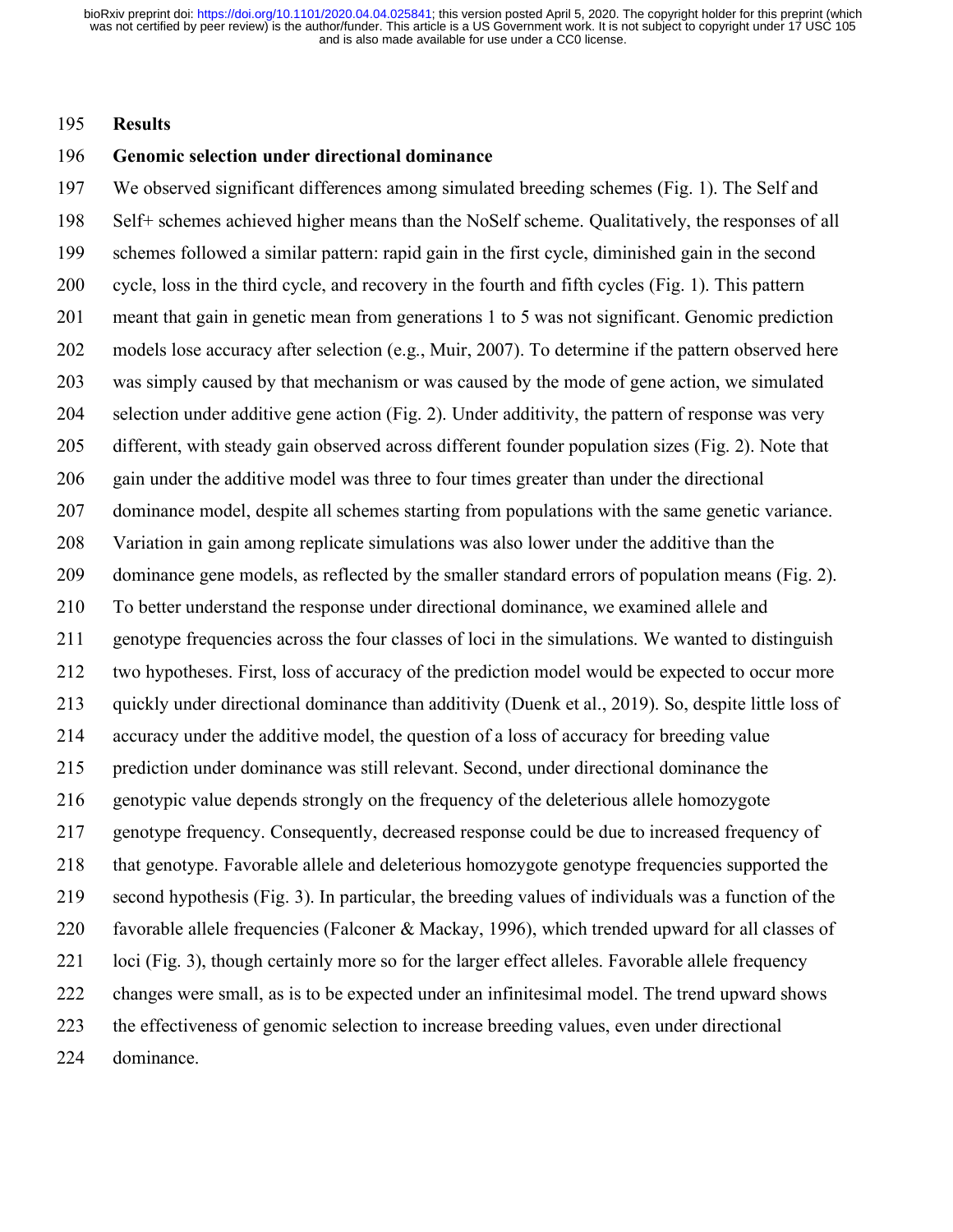# Results

## Genomic selection under directional dominance

We observed significant differences among simulated breeding schemes (Fig. 1). The Self and Self+ schemes achieved higher means than the NoSelf scheme. Qualitatively, the responses of all schemes followed a similar pattern: rapid gain in the first cycle, diminished gain in the second cycle, loss in the third cycle, and recovery in the fourth and fifth cycles (Fig. 1). This pattern meant that gain in genetic mean from generations 1 to 5 was not significant. Genomic prediction models lose accuracy after selection (e.g., Muir, 2007). To determine if the pattern observed here was simply caused by that mechanism or was caused by the mode of gene action, we simulated selection under additive gene action (Fig. 2). Under additivity, the pattern of response was very different, with steady gain observed across different founder population sizes (Fig. 2). Note that gain under the additive model was three to four times greater than under the directional dominance model, despite all schemes starting from populations with the same genetic variance. Variation in gain among replicate simulations was also lower under the additive than the dominance gene models, as reflected by the smaller standard errors of population means (Fig. 2). To better understand the response under directional dominance, we examined allele and genotype frequencies across the four classes of loci in the simulations. We wanted to distinguish two hypotheses. First, loss of accuracy of the prediction model would be expected to occur more quickly under directional dominance than additivity (Duenk et al., 2019). So, despite little loss of accuracy under the additive model, the question of a loss of accuracy for breeding value prediction under dominance was still relevant. Second, under directional dominance the genotypic value depends strongly on the frequency of the deleterious allele homozygote genotype frequency. Consequently, decreased response could be due to increased frequency of that genotype. Favorable allele and deleterious homozygote genotype frequencies supported the second hypothesis (Fig. 3). In particular, the breeding values of individuals was a function of the favorable allele frequencies (Falconer & Mackay, 1996), which trended upward for all classes of loci (Fig. 3), though certainly more so for the larger effect alleles. Favorable allele frequency changes were small, as is to be expected under an infinitesimal model. The trend upward shows the effectiveness of genomic selection to increase breeding values, even under directional dominance.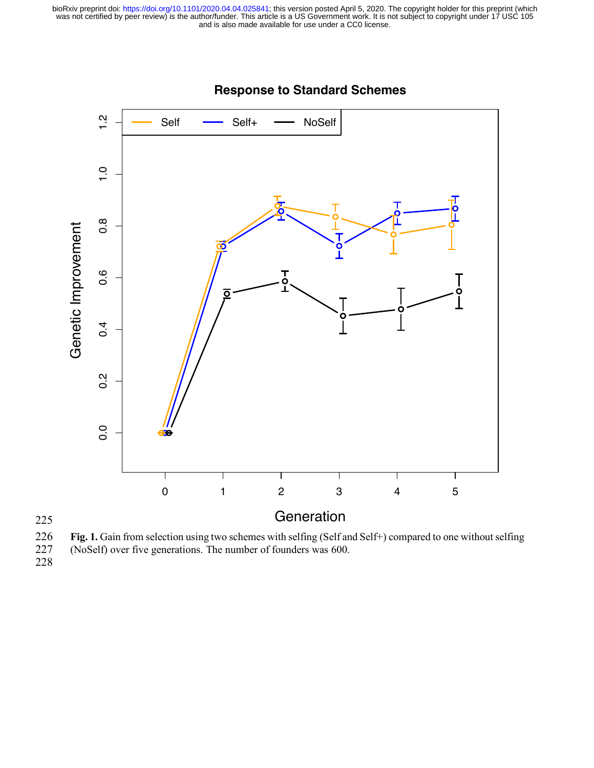Fig. 1. Gain from selection using two schemes with selfing (Self and Self+) compared to one without selfing (NoSelf) over five generations. The number of founders was 600.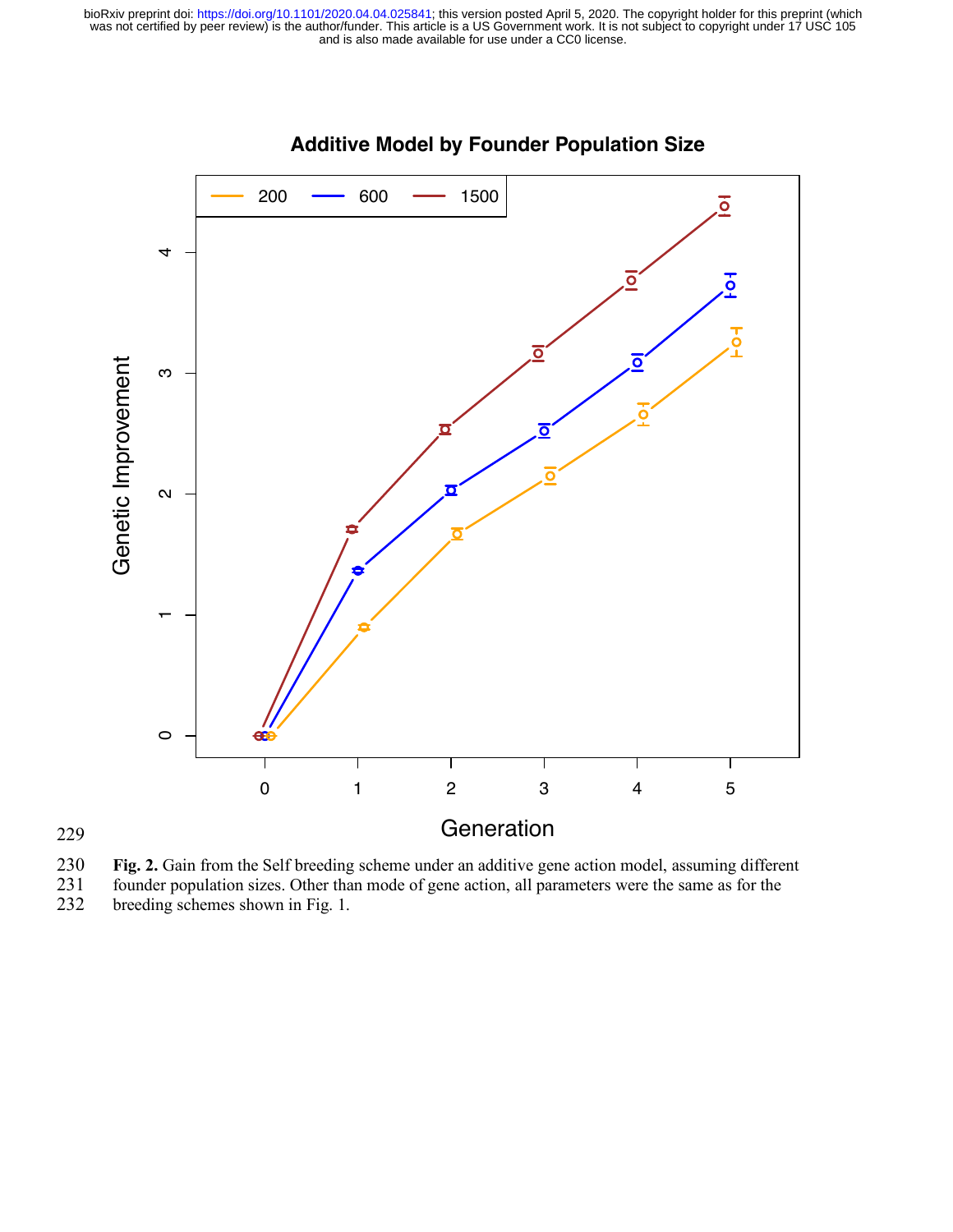**Fig. 2.** Gain from the Self breeding scheme under an additive gene action model, assuming different founder population sizes. Other than mode of gene action, all parameters were the same as for the breeding schemes shown in Fig. 1.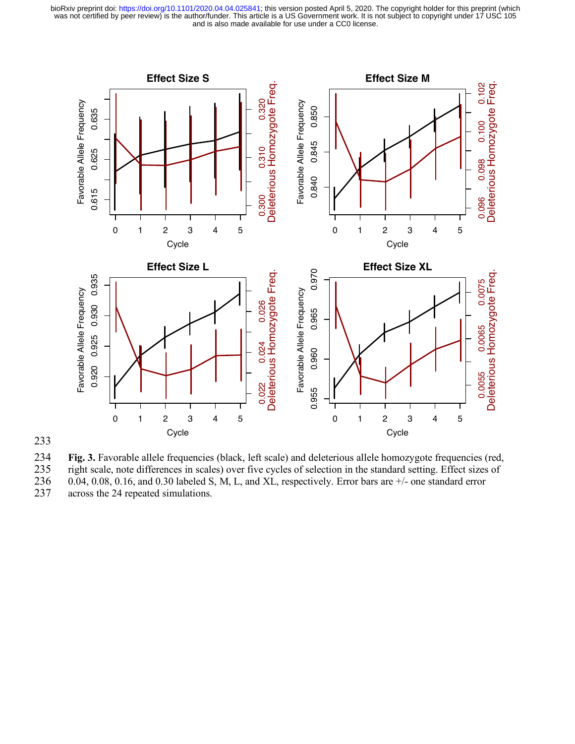Fig. 3. Favorable allele frequencies (black, left scale) and deleterious allele homozygote frequencies (red, right scale, note differences in scales) over five cycles of selection in the standard setting. Effect sizes of 0.04, 0.08, 0.16, and 0.30 labeled S, M, L, and XL, respectively. Error bars are +/- one standard error across the 24 repeated simulations.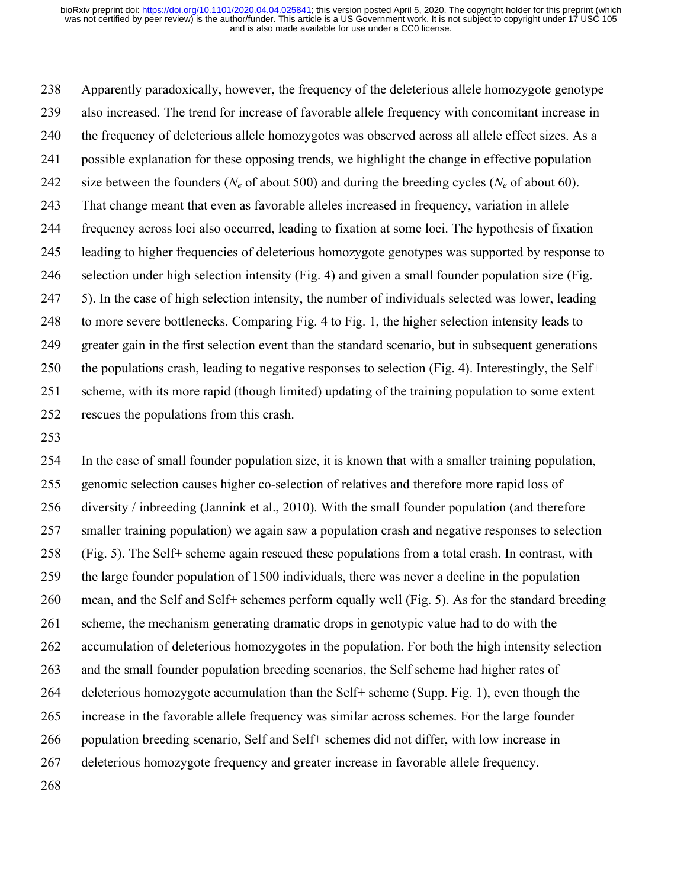Apparently paradoxically, however, the frequency of the deleterious allele homozygote genotype also increased. The trend for increase of favorable allele frequency with concomitant increase in the frequency of deleterious allele homozygotes was observed across all allele effect sizes. As a possible explanation for these opposing trends, we highlight the change in effective population size between the founders ($N_e$ of about 500) and during the breeding cycles ($N_e$ of about 60). That change meant that even as favorable alleles increased in frequency, variation in allele frequency across loci also occurred, leading to fixation at some loci. The hypothesis of fixation leading to higher frequencies of deleterious homozygote genotypes was supported by response to selection under high selection intensity (Fig. 4) and given a small founder population size (Fig. 5). In the case of high selection intensity, the number of individuals selected was lower, leading to more severe bottlenecks. Comparing Fig. 4 to Fig. 1, the higher selection intensity leads to greater gain in the first selection event than the standard scenario, but in subsequent generations the populations crash, leading to negative responses to selection (Fig. 4). Interestingly, the Self+ scheme, with its more rapid (though limited) updating of the training population to some extent rescues the populations from this crash.

In the case of small founder population size, it is known that with a smaller training population, genomic selection causes higher co-selection of relatives and therefore more rapid loss of diversity / inbreeding (Jannink et al., 2010). With the small founder population (and therefore smaller training population) we again saw a population crash and negative responses to selection (Fig. 5). The Self+ scheme again rescued these populations from a total crash. In contrast, with the large founder population of 1500 individuals, there was never a decline in the population mean, and the Self and Self+ schemes perform equally well (Fig. 5). As for the standard breeding scheme, the mechanism generating dramatic drops in genotypic value had to do with the accumulation of deleterious homozygotes in the population. For both the high intensity selection and the small founder population breeding scenarios, the Self scheme had higher rates of deleterious homozygote accumulation than the Self+ scheme (Supp. Fig. 1), even though the increase in the favorable allele frequency was similar across schemes. For the large founder population breeding scenario, Self and Self+ schemes did not differ, with low increase in deleterious homozygote frequency and greater increase in favorable allele frequency.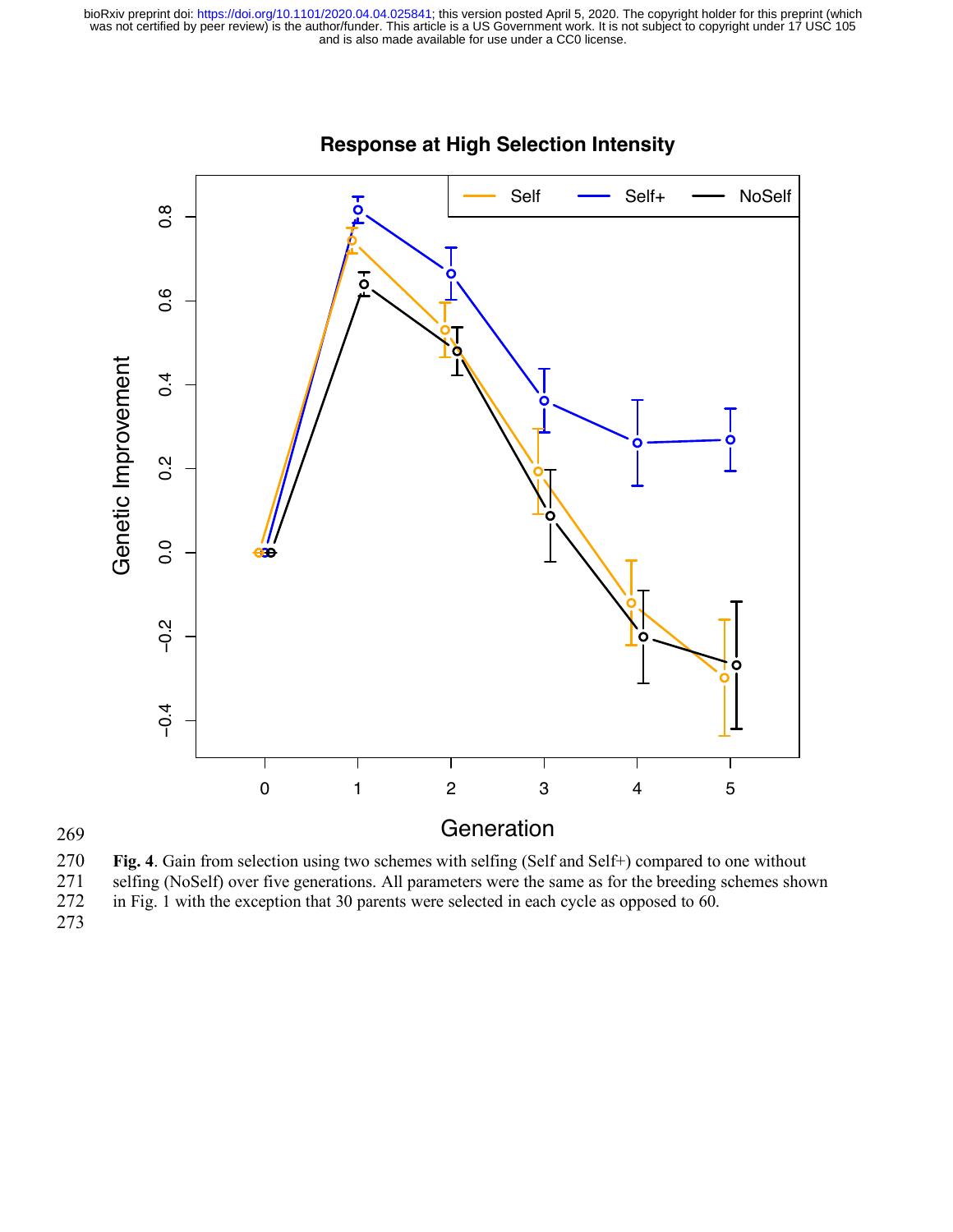Fig. 4. Gain from selection using two schemes with selfing (Self and Self+) compared to one without selfing (NoSelf) over five generations. All parameters were the same as for the breeding schemes shown in Fig. 1 with the exception that 30 parents were selected in each cycle as opposed to 60.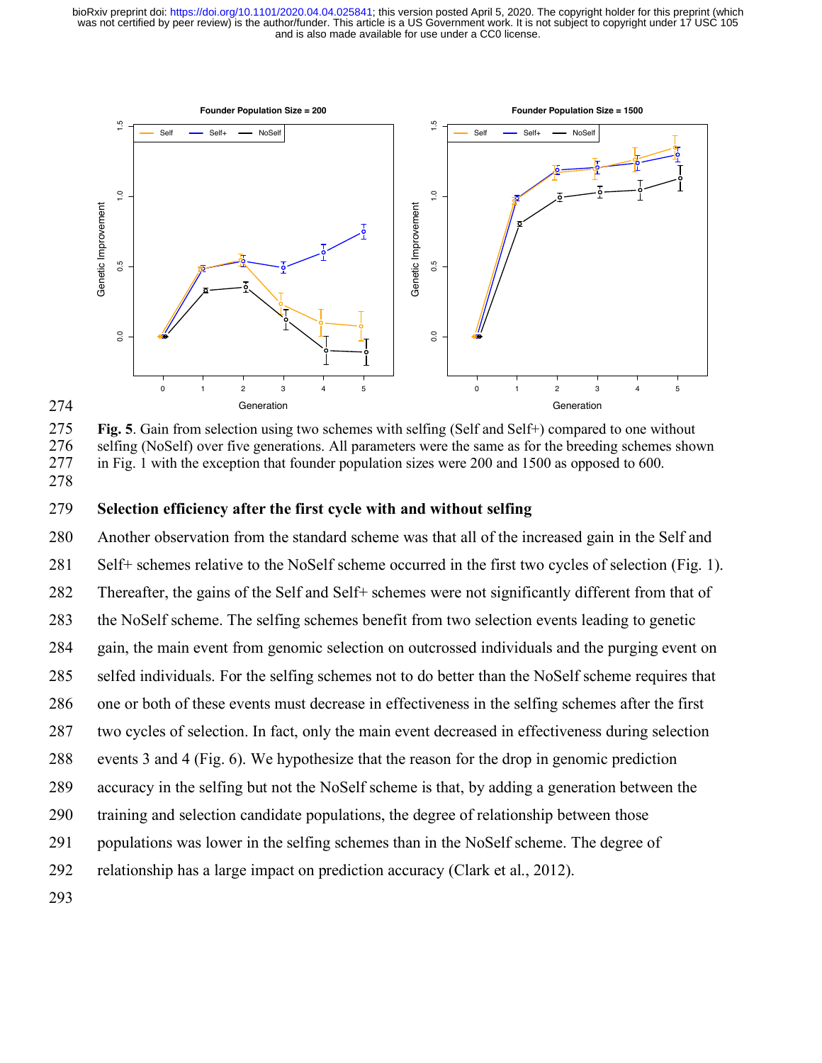**Fig. 5**. Gain from selection using two schemes with selfing (Self and Self+) compared to one without selfing (NoSelf) over five generations. All parameters were the same as for the breeding schemes shown in Fig. 1 with the exception that founder population sizes were 200 and 1500 as opposed to 600.

## Selection efficiency after the first cycle with and without selfing

Another observation from the standard scheme was that all of the increased gain in the Self and Self+ schemes relative to the NoSelf scheme occurred in the first two cycles of selection (Fig. 1). Thereafter, the gains of the Self and Self+ schemes were not significantly different from that of the NoSelf scheme. The selfing schemes benefit from two selection events leading to genetic gain, the main event from genomic selection on outcrossed individuals and the purging event on selfed individuals. For the selfing schemes not to do better than the NoSelf scheme requires that one or both of these events must decrease in effectiveness in the selfing schemes after the first two cycles of selection. In fact, only the main event decreased in effectiveness during selection events 3 and 4 (Fig. 6). We hypothesize that the reason for the drop in genomic prediction accuracy in the selfing but not the NoSelf scheme is that, by adding a generation between the training and selection candidate populations, the degree of relationship between those populations was lower in the selfing schemes than in the NoSelf scheme. The degree of relationship has a large impact on prediction accuracy (Clark et al., 2012).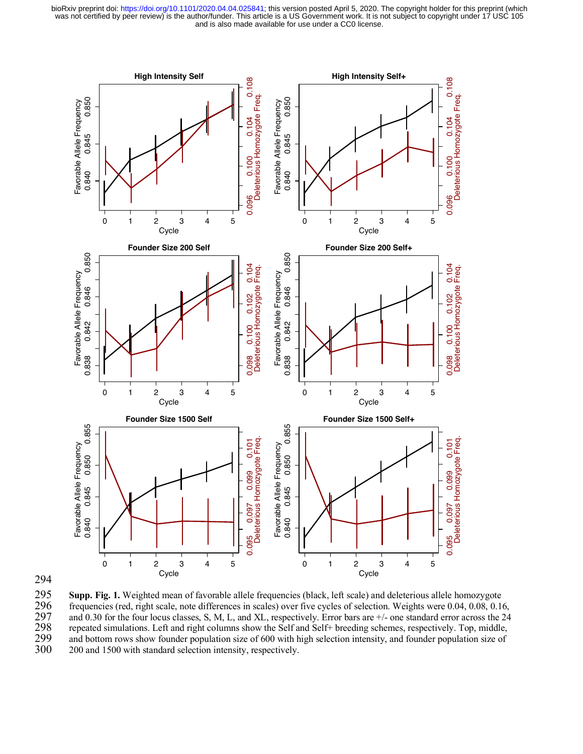**Supp. Fig. 1.** Weighted mean of favorable allele frequencies (black, left scale) and deleterious allele homozygote frequencies (red, right scale, note differences in scales) over five cycles of selection. Weights were 0.04, 0.08, 0.16, and 0.30 for the four locus classes, S, M, L, and XL, respectively. Error bars are +/- one standard error across the 24 repeated simulations. Left and right columns show the Self and Self+ breeding schemes, respectively. Top, middle, and bottom rows show founder population size of 600 with high selection intensity, and founder population size of 200 and 1500 with standard selection intensity, respectively.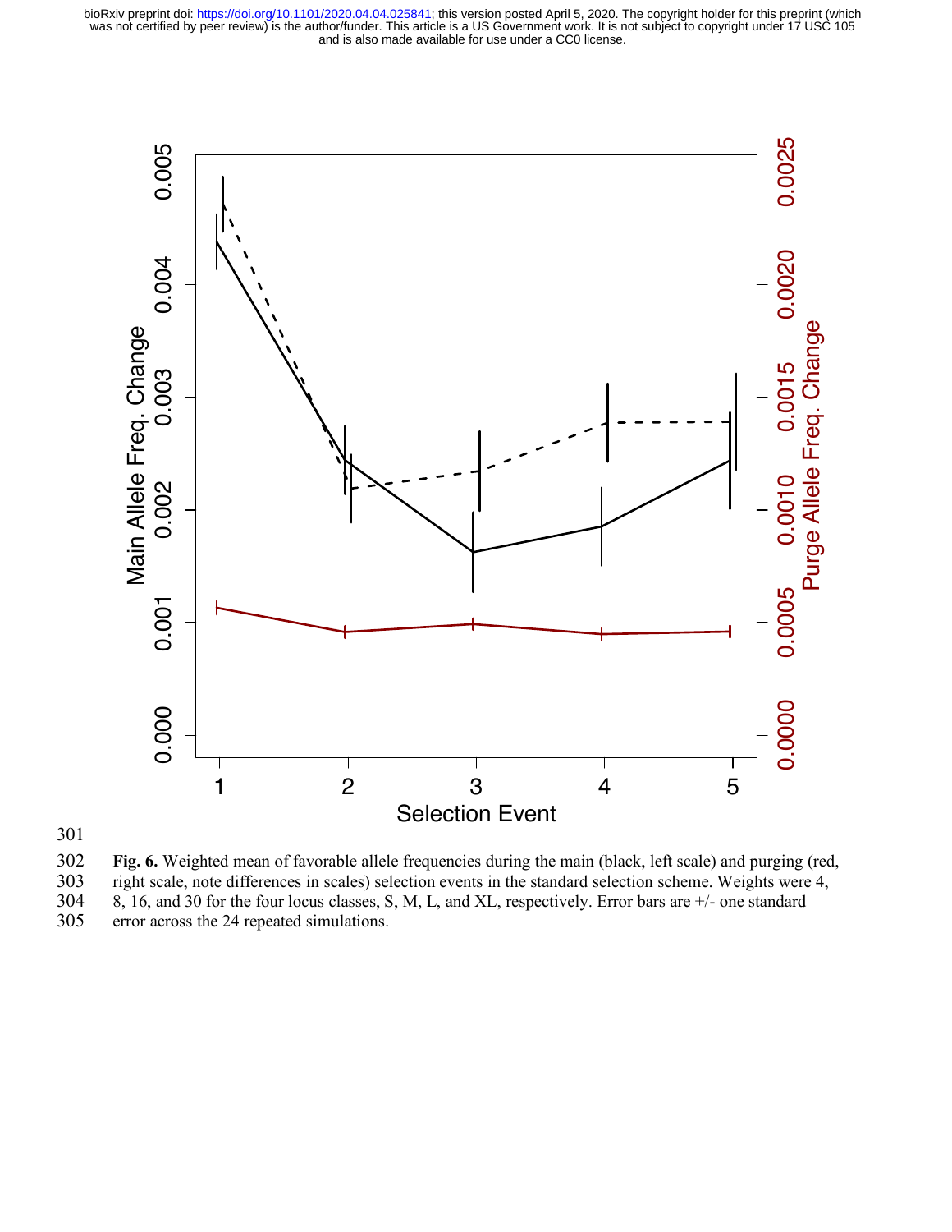Fig. 6. Weighted mean of favorable allele frequencies during the main (black, left scale) and purging (red, right scale, note differences in scales) selection events in the standard selection scheme. Weights were 4, 8, 16, and 30 for the four locus classes, S, M, L, and XL, respectively. Error bars are +/- one standard error across the 24 repeated simulations.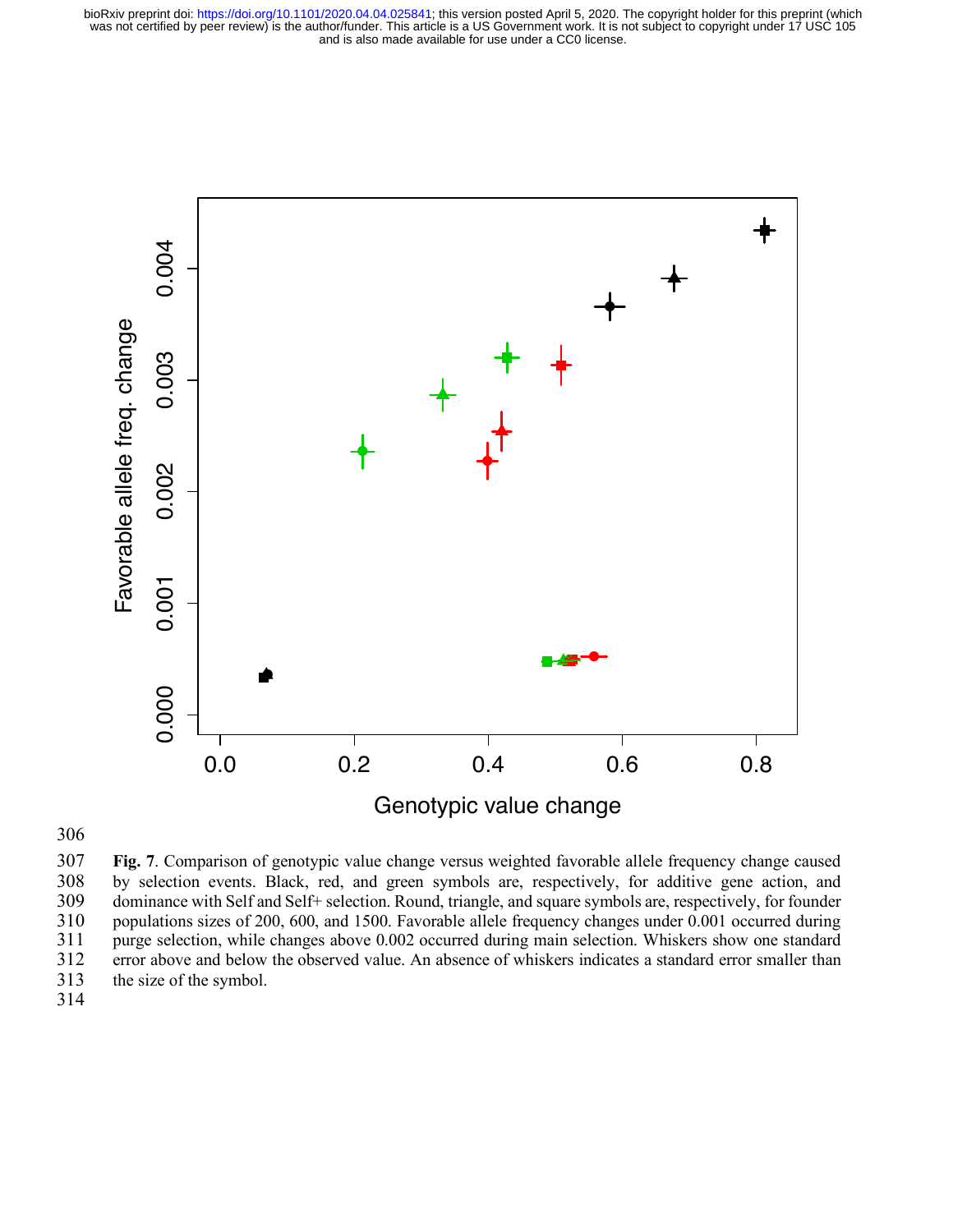**Fig. 7**. Comparison of genotypic value change versus weighted favorable allele frequency change caused by selection events. Black, red, and green symbols are, respectively, for additive gene action, and dominance with Self and Self+ selection. Round, triangle, and square symbols are, respectively, for founder populations sizes of 200, 600, and 1500. Favorable allele frequency changes under 0.001 occurred during purge selection, while changes above 0.002 occurred during main selection. Whiskers show one standard error above and below the observed value. An absence of whiskers indicates a standard error smaller than the size of the symbol.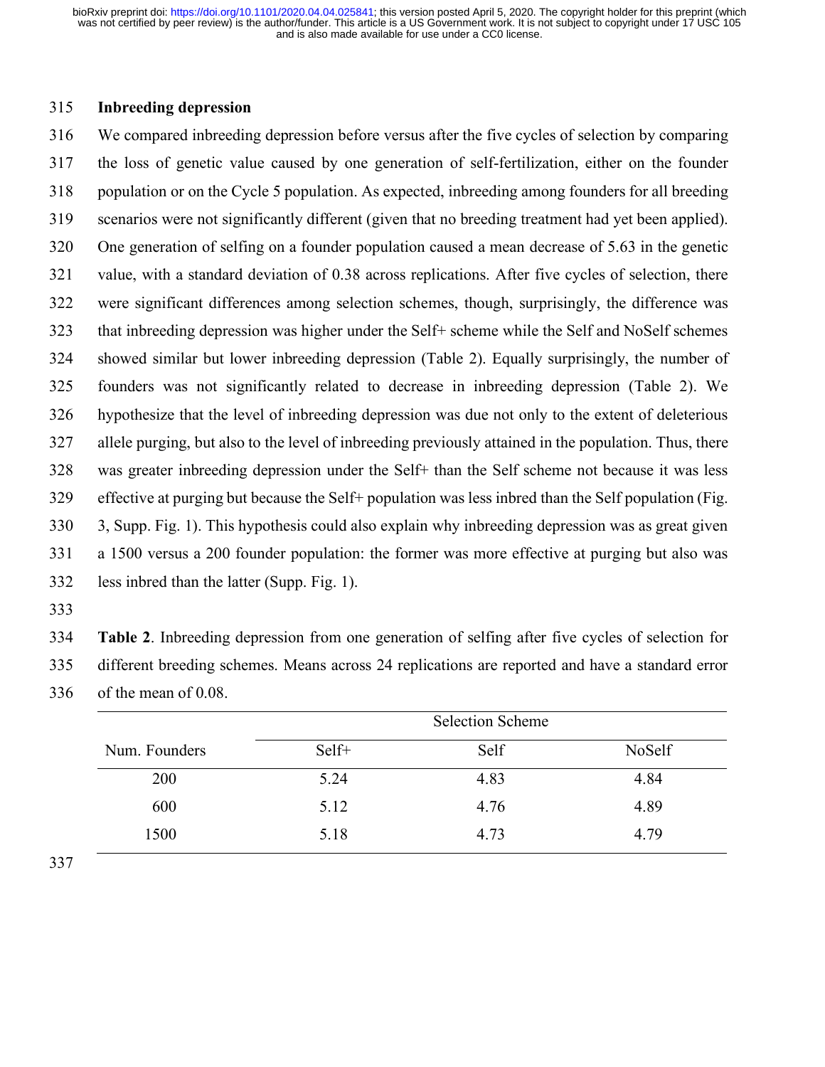## Inbreeding depression

We compared inbreeding depression before versus after the five cycles of selection by comparing the loss of genetic value caused by one generation of self-fertilization, either on the founder population or on the Cycle 5 population. As expected, inbreeding among founders for all breeding scenarios were not significantly different (given that no breeding treatment had yet been applied). One generation of selfing on a founder population caused a mean decrease of 5.63 in the genetic value, with a standard deviation of 0.38 across replications. After five cycles of selection, there were significant differences among selection schemes, though, surprisingly, the difference was that inbreeding depression was higher under the Self+ scheme while the Self and NoSelf schemes showed similar but lower inbreeding depression (Table 2). Equally surprisingly, the number of founders was not significantly related to decrease in inbreeding depression (Table 2). We hypothesize that the level of inbreeding depression was due not only to the extent of deleterious allele purging, but also to the level of inbreeding previously attained in the population. Thus, there was greater inbreeding depression under the Self+ than the Self scheme not because it was less effective at purging but because the Self+ population was less inbred than the Self population (Fig. 3, Supp. Fig. 1). This hypothesis could also explain why inbreeding depression was as great given a 1500 versus a 200 founder population: the former was more effective at purging but also was less inbred than the latter (Supp. Fig. 1).

**Table 2**. Inbreeding depression from one generation of selfing after five cycles of selection for different breeding schemes. Means across 24 replications are reported and have a standard error of the mean of 0.08.

| | Selection Scheme | | |
|---|---|---|---|
| Num. Founders | Self+ | Self | NoSelf |
| 200 | 5.24 | 4.83 | 4.84 |
| 600 | 5.12 | 4.76 | 4.89 |
| 1500 | 5.18 | 4.73 | 4.79 |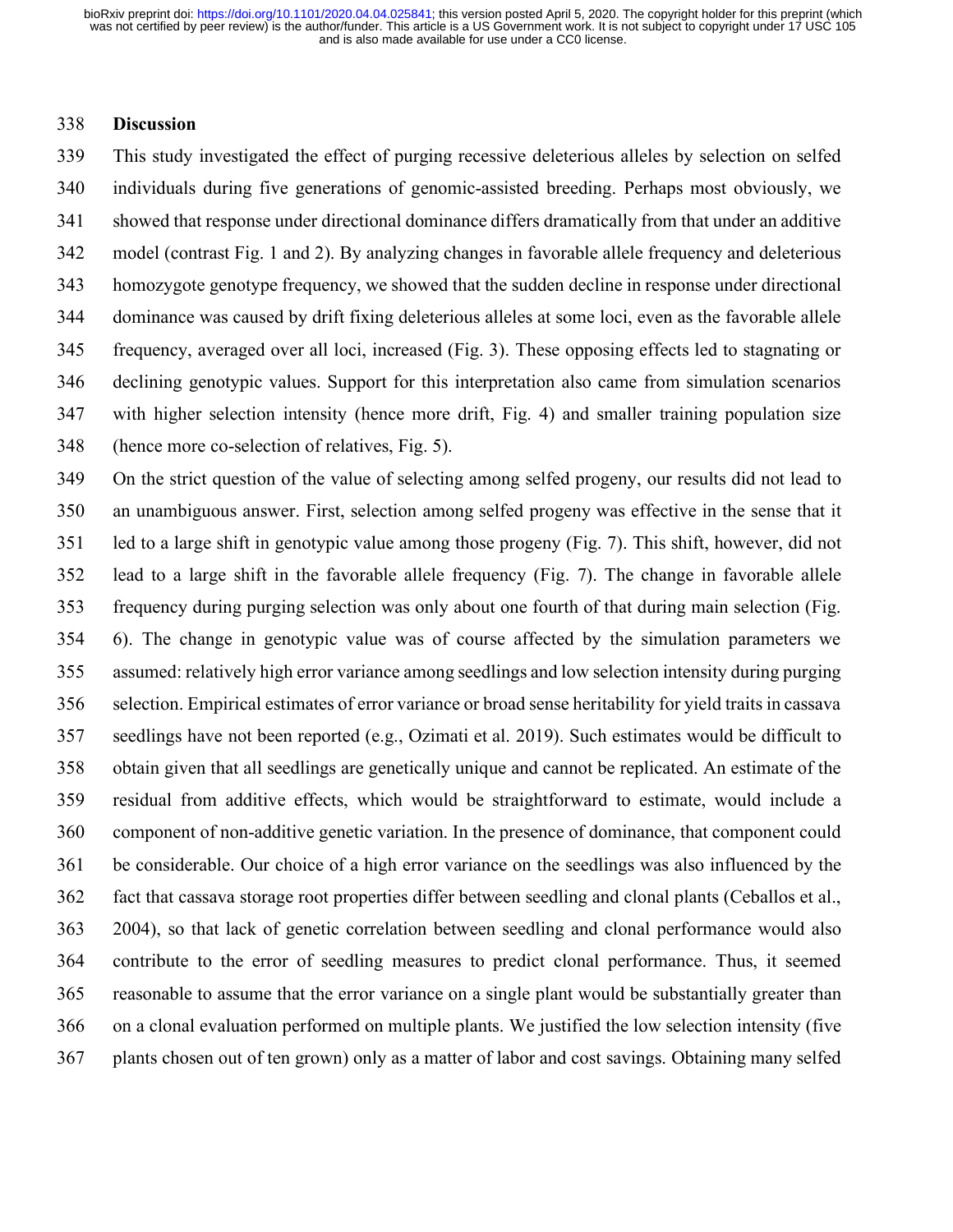## Discussion

This study investigated the effect of purging recessive deleterious alleles by selection on selfed individuals during five generations of genomic-assisted breeding. Perhaps most obviously, we showed that response under directional dominance differs dramatically from that under an additive model (contrast Fig. 1 and 2). By analyzing changes in favorable allele frequency and deleterious homozygote genotype frequency, we showed that the sudden decline in response under directional dominance was caused by drift fixing deleterious alleles at some loci, even as the favorable allele frequency, averaged over all loci, increased (Fig. 3). These opposing effects led to stagnating or declining genotypic values. Support for this interpretation also came from simulation scenarios with higher selection intensity (hence more drift, Fig. 4) and smaller training population size (hence more co-selection of relatives, Fig. 5).

On the strict question of the value of selecting among selfed progeny, our results did not lead to an unambiguous answer. First, selection among selfed progeny was effective in the sense that it led to a large shift in genotypic value among those progeny (Fig. 7). This shift, however, did not lead to a large shift in the favorable allele frequency (Fig. 7). The change in favorable allele frequency during purging selection was only about one fourth of that during main selection (Fig. 6). The change in genotypic value was of course affected by the simulation parameters we assumed: relatively high error variance among seedlings and low selection intensity during purging selection. Empirical estimates of error variance or broad sense heritability for yield traits in cassava seedlings have not been reported (e.g., Ozimati et al. 2019). Such estimates would be difficult to obtain given that all seedlings are genetically unique and cannot be replicated. An estimate of the residual from additive effects, which would be straightforward to estimate, would include a component of non-additive genetic variation. In the presence of dominance, that component could be considerable. Our choice of a high error variance on the seedlings was also influenced by the fact that cassava storage root properties differ between seedling and clonal plants (Ceballos et al., 2004), so that lack of genetic correlation between seedling and clonal performance would also contribute to the error of seedling measures to predict clonal performance. Thus, it seemed reasonable to assume that the error variance on a single plant would be substantially greater than on a clonal evaluation performed on multiple plants. We justified the low selection intensity (five plants chosen out of ten grown) only as a matter of labor and cost savings. Obtaining many selfed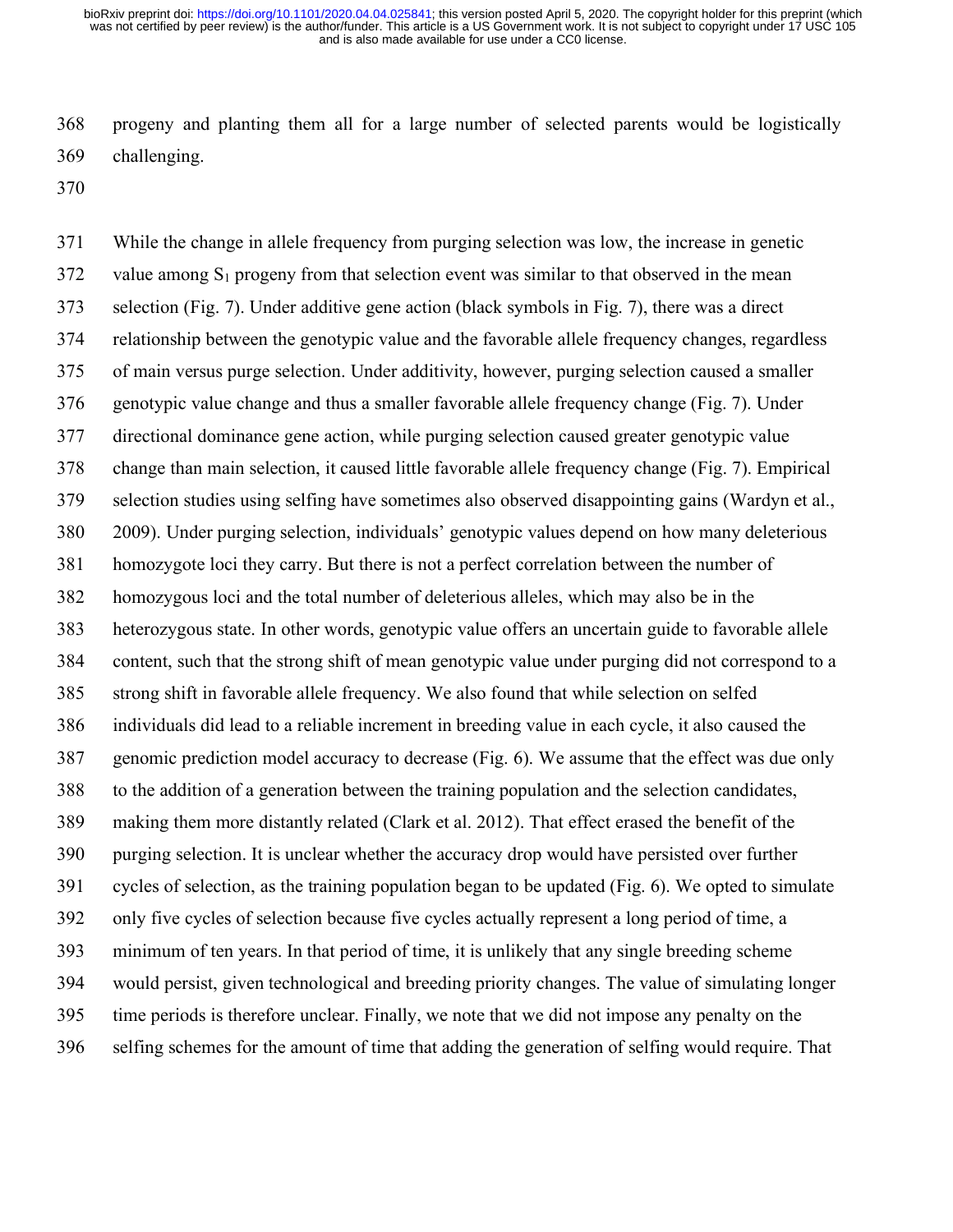progeny and planting them all for a large number of selected parents would be logistically challenging.

While the change in allele frequency from purging selection was low, the increase in genetic value among $S_1$ progeny from that selection event was similar to that observed in the mean selection (Fig. 7). Under additive gene action (black symbols in Fig. 7), there was a direct relationship between the genotypic value and the favorable allele frequency changes, regardless of main versus purge selection. Under additivity, however, purging selection caused a smaller genotypic value change and thus a smaller favorable allele frequency change (Fig. 7). Under directional dominance gene action, while purging selection caused greater genotypic value change than main selection, it caused little favorable allele frequency change (Fig. 7). Empirical selection studies using selfing have sometimes also observed disappointing gains (Wardyn et al., 2009). Under purging selection, individuals' genotypic values depend on how many deleterious homozygote loci they carry. But there is not a perfect correlation between the number of homozygous loci and the total number of deleterious alleles, which may also be in the heterozygous state. In other words, genotypic value offers an uncertain guide to favorable allele content, such that the strong shift of mean genotypic value under purging did not correspond to a strong shift in favorable allele frequency. We also found that while selection on selfed individuals did lead to a reliable increment in breeding value in each cycle, it also caused the genomic prediction model accuracy to decrease (Fig. 6). We assume that the effect was due only to the addition of a generation between the training population and the selection candidates, making them more distantly related (Clark et al. 2012). That effect erased the benefit of the purging selection. It is unclear whether the accuracy drop would have persisted over further cycles of selection, as the training population began to be updated (Fig. 6). We opted to simulate only five cycles of selection because five cycles actually represent a long period of time, a minimum of ten years. In that period of time, it is unlikely that any single breeding scheme would persist, given technological and breeding priority changes. The value of simulating longer time periods is therefore unclear. Finally, we note that we did not impose any penalty on the selfing schemes for the amount of time that adding the generation of selfing would require. That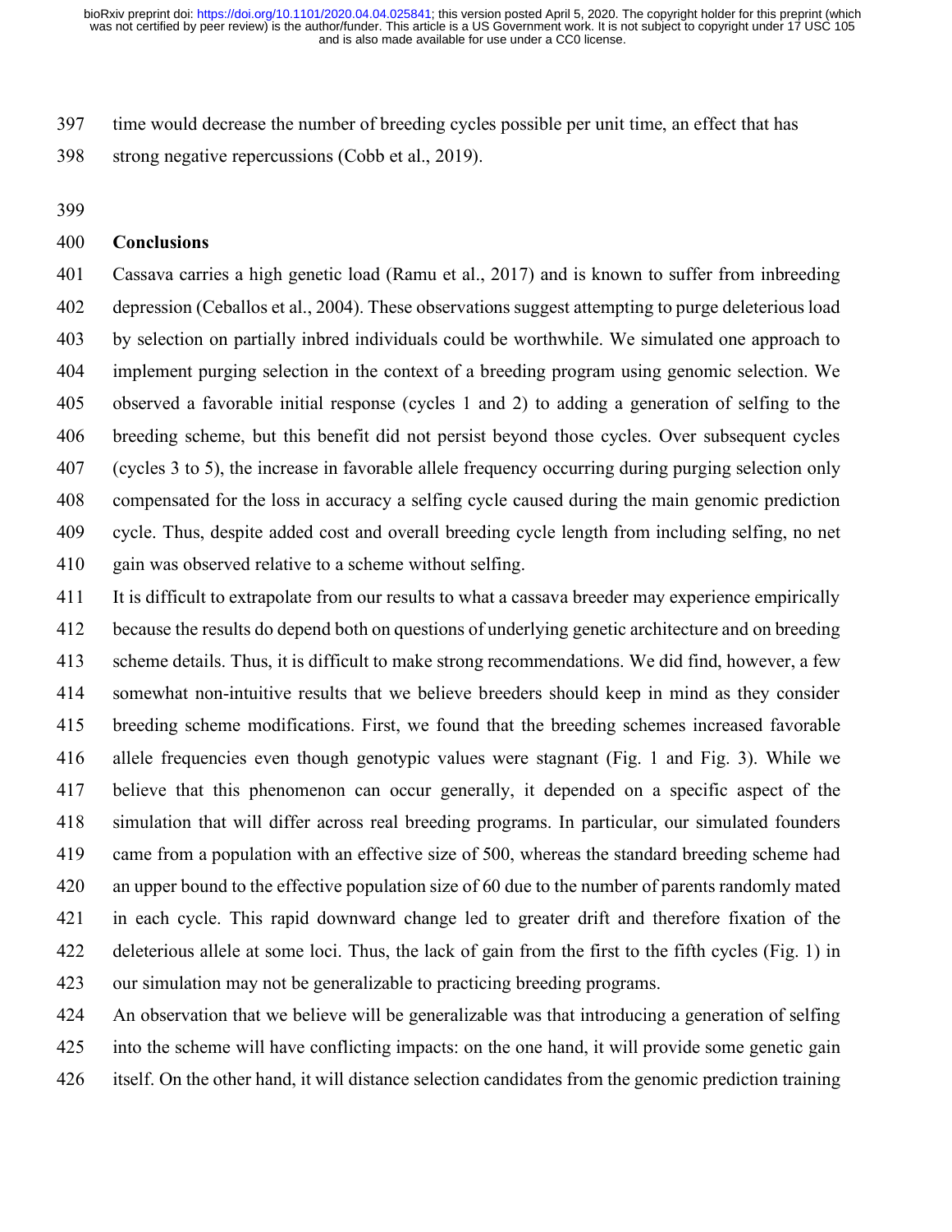time would decrease the number of breeding cycles possible per unit time, an effect that has strong negative repercussions (Cobb et al., 2019).

## Conclusions

Cassava carries a high genetic load (Ramu et al., 2017) and is known to suffer from inbreeding depression (Ceballos et al., 2004). These observations suggest attempting to purge deleterious load by selection on partially inbred individuals could be worthwhile. We simulated one approach to implement purging selection in the context of a breeding program using genomic selection. We observed a favorable initial response (cycles 1 and 2) to adding a generation of selfing to the breeding scheme, but this benefit did not persist beyond those cycles. Over subsequent cycles (cycles 3 to 5), the increase in favorable allele frequency occurring during purging selection only compensated for the loss in accuracy a selfing cycle caused during the main genomic prediction cycle. Thus, despite added cost and overall breeding cycle length from including selfing, no net gain was observed relative to a scheme without selfing.

It is difficult to extrapolate from our results to what a cassava breeder may experience empirically because the results do depend both on questions of underlying genetic architecture and on breeding scheme details. Thus, it is difficult to make strong recommendations. We did find, however, a few somewhat non-intuitive results that we believe breeders should keep in mind as they consider breeding scheme modifications. First, we found that the breeding schemes increased favorable allele frequencies even though genotypic values were stagnant (Fig. 1 and Fig. 3). While we believe that this phenomenon can occur generally, it depended on a specific aspect of the simulation that will differ across real breeding programs. In particular, our simulated founders came from a population with an effective size of 500, whereas the standard breeding scheme had an upper bound to the effective population size of 60 due to the number of parents randomly mated in each cycle. This rapid downward change led to greater drift and therefore fixation of the deleterious allele at some loci. Thus, the lack of gain from the first to the fifth cycles (Fig. 1) in our simulation may not be generalizable to practicing breeding programs.

An observation that we believe will be generalizable was that introducing a generation of selfing into the scheme will have conflicting impacts: on the one hand, it will provide some genetic gain itself. On the other hand, it will distance selection candidates from the genomic prediction training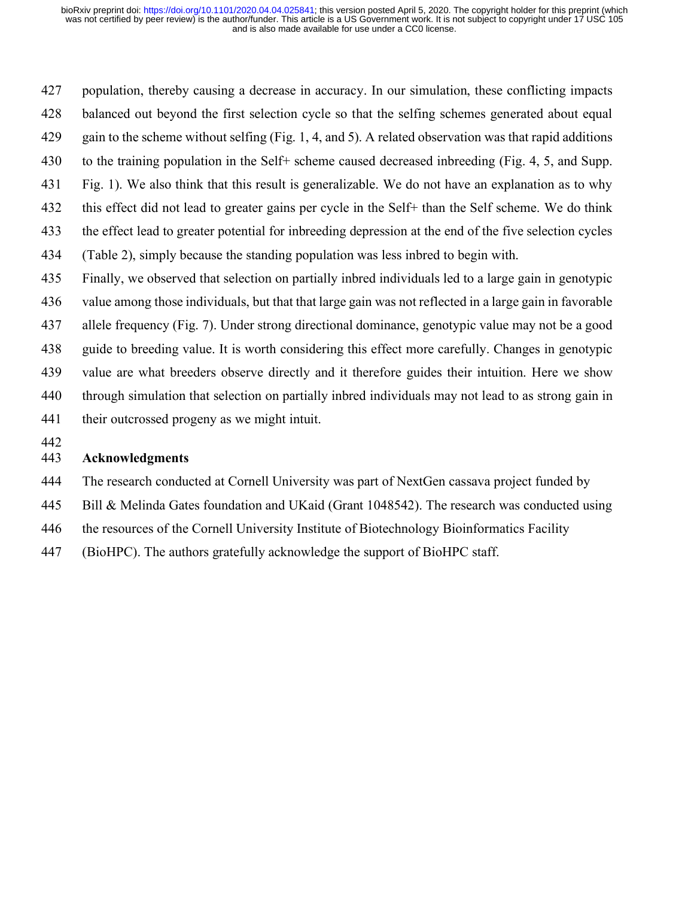population, thereby causing a decrease in accuracy. In our simulation, these conflicting impacts balanced out beyond the first selection cycle so that the selfing schemes generated about equal gain to the scheme without selfing (Fig. 1, 4, and 5). A related observation was that rapid additions to the training population in the Self+ scheme caused decreased inbreeding (Fig. 4, 5, and Supp. Fig. 1). We also think that this result is generalizable. We do not have an explanation as to why this effect did not lead to greater gains per cycle in the Self+ than the Self scheme. We do think the effect lead to greater potential for inbreeding depression at the end of the five selection cycles (Table 2), simply because the standing population was less inbred to begin with.

Finally, we observed that selection on partially inbred individuals led to a large gain in genotypic value among those individuals, but that that large gain was not reflected in a large gain in favorable allele frequency (Fig. 7). Under strong directional dominance, genotypic value may not be a good guide to breeding value. It is worth considering this effect more carefully. Changes in genotypic value are what breeders observe directly and it therefore guides their intuition. Here we show through simulation that selection on partially inbred individuals may not lead to as strong gain in their outcrossed progeny as we might intuit.

## Acknowledgments

The research conducted at Cornell University was part of NextGen cassava project funded by Bill & Melinda Gates foundation and UKaid (Grant 1048542). The research was conducted using the resources of the Cornell University Institute of Biotechnology Bioinformatics Facility (BioHPC). The authors gratefully acknowledge the support of BioHPC staff.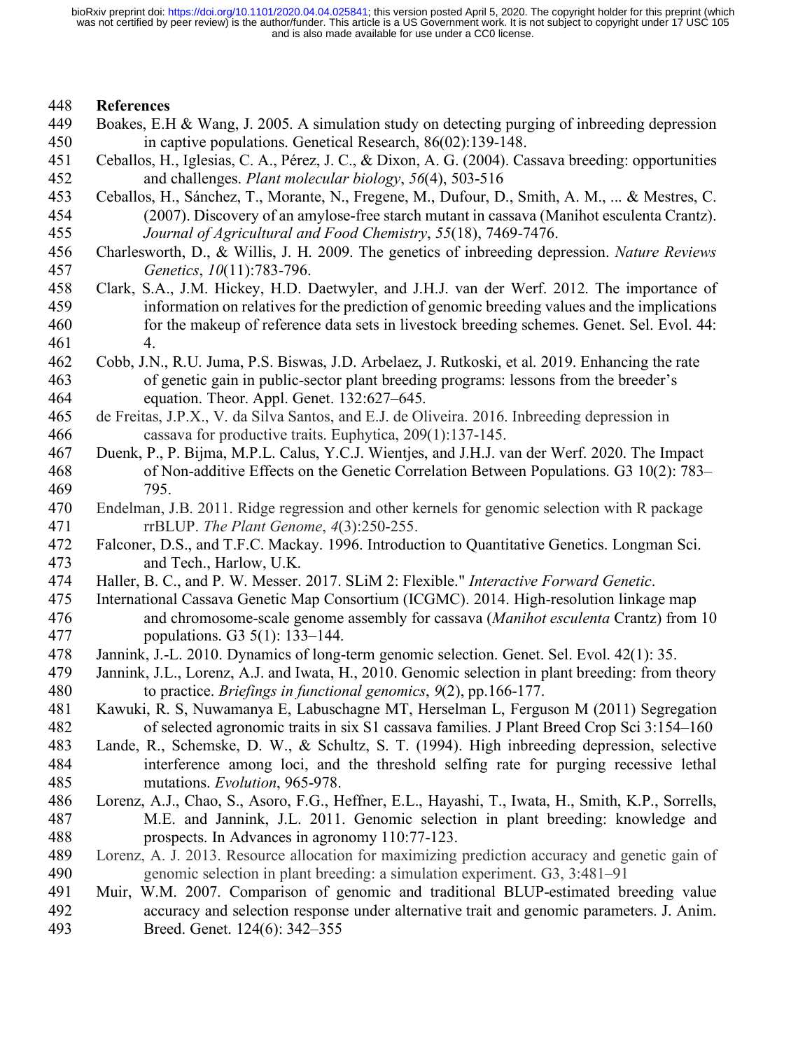## References

Boakes, E.H & Wang, J. 2005. A simulation study on detecting purging of inbreeding depression in captive populations. Genetical Research, 86(02):139-148.

Ceballos, H., Iglesias, C. A., Pérez, J. C., & Dixon, A. G. (2004). Cassava breeding: opportunities and challenges. *Plant molecular biology*, *56*(4), 503-516

Ceballos, H., Sánchez, T., Morante, N., Fregene, M., Dufour, D., Smith, A. M., ... & Mestres, C. (2007). Discovery of an amylose-free starch mutant in cassava (Manihot esculenta Crantz). *Journal of Agricultural and Food Chemistry*, *55*(18), 7469-7476.

Charlesworth, D., & Willis, J. H. 2009. The genetics of inbreeding depression. *Nature Reviews Genetics*, *10*(11):783-796.

Clark, S.A., J.M. Hickey, H.D. Daetwyler, and J.H.J. van der Werf. 2012. The importance of information on relatives for the prediction of genomic breeding values and the implications for the makeup of reference data sets in livestock breeding schemes. Genet. Sel. Evol. 44: 4.

Cobb, J.N., R.U. Juma, P.S. Biswas, J.D. Arbelaez, J. Rutkoski, et al. 2019. Enhancing the rate of genetic gain in public-sector plant breeding programs: lessons from the breeder's equation. Theor. Appl. Genet. 132:627–645.

de Freitas, J.P.X., V. da Silva Santos, and E.J. de Oliveira. 2016. Inbreeding depression in cassava for productive traits. Euphytica, 209(1):137-145.

Duenk, P., P. Bijma, M.P.L. Calus, Y.C.J. Wientjes, and J.H.J. van der Werf. 2020. The Impact of Non-additive Effects on the Genetic Correlation Between Populations. G3 10(2): 783–795.

Endelman, J.B. 2011. Ridge regression and other kernels for genomic selection with R package rrBLUP. *The Plant Genome*, *4*(3):250-255.

Falconer, D.S., and T.F.C. Mackay. 1996. Introduction to Quantitative Genetics. Longman Sci. and Tech., Harlow, U.K.

Haller, B. C., and P. W. Messer. 2017. SLiM 2: Flexible." *Interactive Forward Genetic*.

International Cassava Genetic Map Consortium (ICGMC). 2014. High-resolution linkage map and chromosome-scale genome assembly for cassava (*Manihot esculenta* Crantz) from 10 populations. G3 5(1): 133–144.

Jannink, J.-L. 2010. Dynamics of long-term genomic selection. Genet. Sel. Evol. 42(1): 35.

Jannink, J.L., Lorenz, A.J. and Iwata, H., 2010. Genomic selection in plant breeding: from theory to practice. *Briefings in functional genomics*, *9*(2), pp.166-177.

Kawuki, R. S, Nuwamanya E, Labuschagne MT, Herselman L, Ferguson M (2011) Segregation of selected agronomic traits in six S1 cassava families. J Plant Breed Crop Sci 3:154–160

Lande, R., Schemske, D. W., & Schultz, S. T. (1994). High inbreeding depression, selective interference among loci, and the threshold selfing rate for purging recessive lethal mutations. *Evolution*, 965-978.

Lorenz, A.J., Chao, S., Asoro, F.G., Heffner, E.L., Hayashi, T., Iwata, H., Smith, K.P., Sorrells, M.E. and Jannink, J.L. 2011. Genomic selection in plant breeding: knowledge and prospects. In Advances in agronomy 110:77-123.

Lorenz, A. J. 2013. Resource allocation for maximizing prediction accuracy and genetic gain of genomic selection in plant breeding: a simulation experiment. G3, 3:481–91

Muir, W.M. 2007. Comparison of genomic and traditional BLUP-estimated breeding value accuracy and selection response under alternative trait and genomic parameters. J. Anim. Breed. Genet. 124(6): 342–355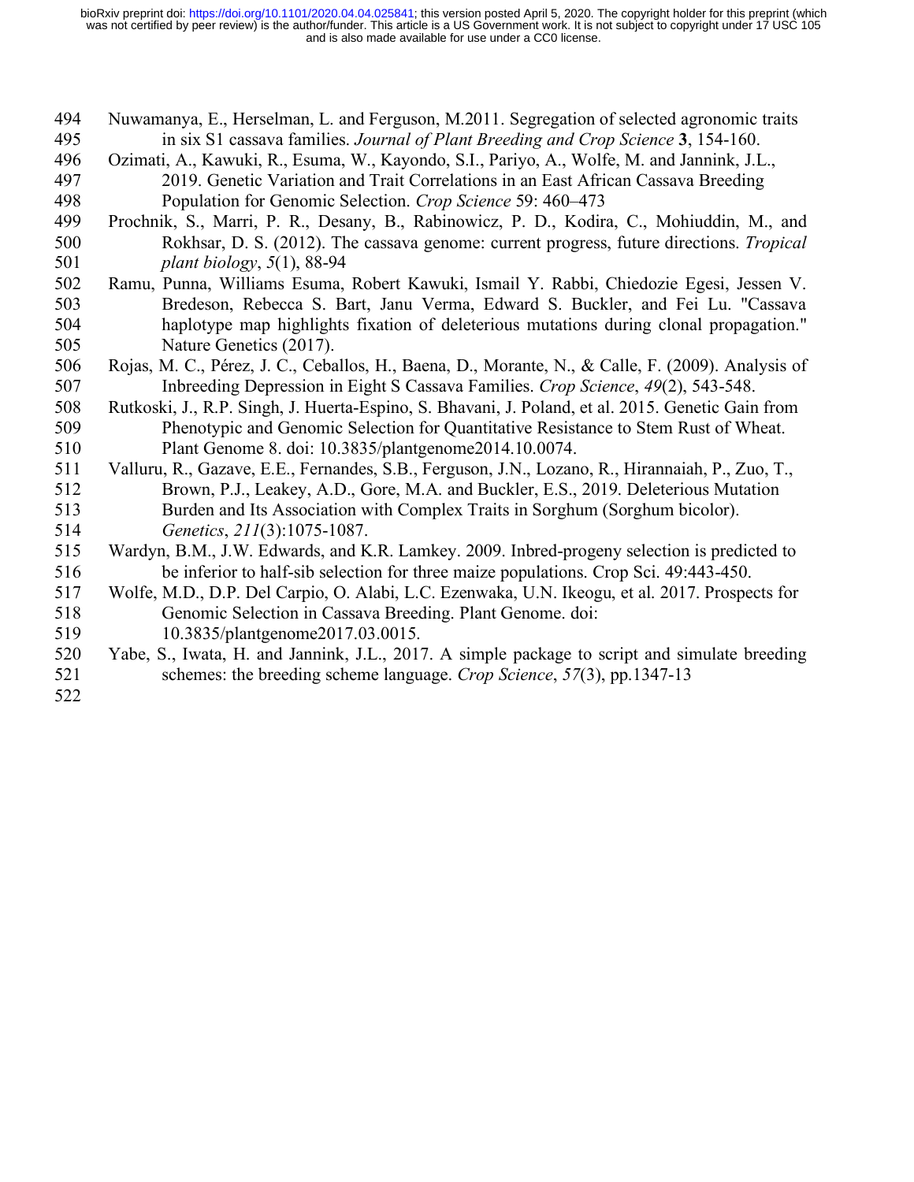Nuwamanya, E., Herselman, L. and Ferguson, M.2011. Segregation of selected agronomic traits in six S1 cassava families. *Journal of Plant Breeding and Crop Science* **3**, 154-160.

Ozimati, A., Kawuki, R., Esuma, W., Kayondo, S.I., Pariyo, A., Wolfe, M. and Jannink, J.L., 2019. Genetic Variation and Trait Correlations in an East African Cassava Breeding Population for Genomic Selection. *Crop Science* 59: 460–473

Prochnik, S., Marri, P. R., Desany, B., Rabinowicz, P. D., Kodira, C., Mohiuddin, M., and Rokhsar, D. S. (2012). The cassava genome: current progress, future directions. *Tropical plant biology*, *5*(1), 88-94

Ramu, Punna, Williams Esuma, Robert Kawuki, Ismail Y. Rabbi, Chiedozie Egesi, Jessen V. Bredeson, Rebecca S. Bart, Janu Verma, Edward S. Buckler, and Fei Lu. "Cassava haplotype map highlights fixation of deleterious mutations during clonal propagation." Nature Genetics (2017).

Rojas, M. C., Pérez, J. C., Ceballos, H., Baena, D., Morante, N., & Calle, F. (2009). Analysis of Inbreeding Depression in Eight S Cassava Families. *Crop Science*, *49*(2), 543-548.

Rutkoski, J., R.P. Singh, J. Huerta-Espino, S. Bhavani, J. Poland, et al. 2015. Genetic Gain from Phenotypic and Genomic Selection for Quantitative Resistance to Stem Rust of Wheat. Plant Genome 8. doi: 10.3835/plantgenome2014.10.0074.

Valluru, R., Gazave, E.E., Fernandes, S.B., Ferguson, J.N., Lozano, R., Hirannaiah, P., Zuo, T., Brown, P.J., Leakey, A.D., Gore, M.A. and Buckler, E.S., 2019. Deleterious Mutation Burden and Its Association with Complex Traits in Sorghum (Sorghum bicolor). *Genetics*, *211*(3):1075-1087.

Wardyn, B.M., J.W. Edwards, and K.R. Lamkey. 2009. Inbred-progeny selection is predicted to be inferior to half-sib selection for three maize populations. Crop Sci. 49:443-450.

Wolfe, M.D., D.P. Del Carpio, O. Alabi, L.C. Ezenwaka, U.N. Ikeogu, et al. 2017. Prospects for Genomic Selection in Cassava Breeding. Plant Genome. doi: 10.3835/plantgenome2017.03.0015.

Yabe, S., Iwata, H. and Jannink, J.L., 2017. A simple package to script and simulate breeding schemes: the breeding scheme language. *Crop Science*, *57*(3), pp.1347-13